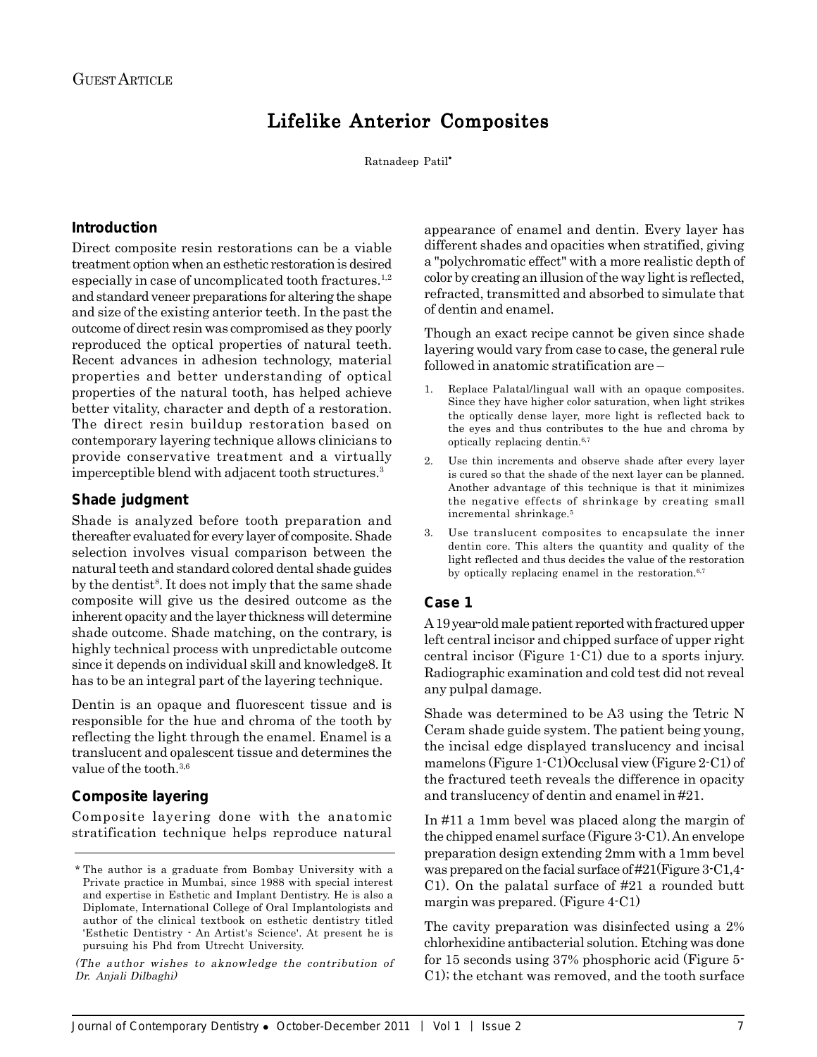Guest Article

# Lifelike Anterior Composites

Ratnadeep Patil*

## Introduction

Direct composite resin restorations can be a viable treatment option when an esthetic restoration is desired especially in case of uncomplicated tooth fractures.[1,2] and standard veneer preparations for altering the shape and size of the existing anterior teeth. In the past the outcome of direct resin was compromised as they poorly reproduced the optical properties of natural teeth. Recent advances in adhesion technology, material properties and better understanding of optical properties of the natural tooth, has helped achieve better vitality, character and depth of a restoration. The direct resin buildup restoration based on contemporary layering technique allows clinicians to provide conservative treatment and a virtually imperceptible blend with adjacent tooth structures.[3]

## Shade judgment

Shade is analyzed before tooth preparation and thereafter evaluated for every layer of composite. Shade selection involves visual comparison between the natural teeth and standard colored dental shade guides by the dentist[8]. It does not imply that the same shade composite will give us the desired outcome as the inherent opacity and the layer thickness will determine shade outcome. Shade matching, on the contrary, is highly technical process with unpredictable outcome since it depends on individual skill and knowledge8. It has to be an integral part of the layering technique.

Dentin is an opaque and fluorescent tissue and is responsible for the hue and chroma of the tooth by reflecting the light through the enamel. Enamel is a translucent and opalescent tissue and determines the value of the tooth.[3,6]

## Composite layering

Composite layering done with the anatomic stratification technique helps reproduce natural appearance of enamel and dentin. Every layer has different shades and opacities when stratified, giving a "polychromatic effect" with a more realistic depth of color by creating an illusion of the way light is reflected, refracted, transmitted and absorbed to simulate that of dentin and enamel.

Though an exact recipe cannot be given since shade layering would vary from case to case, the general rule followed in anatomic stratification are –

1. Replace Palatal/lingual wall with an opaque composites. Since they have higher color saturation, when light strikes the optically dense layer, more light is reflected back to the eyes and thus contributes to the hue and chroma by optically replacing dentin.[6,7]
2. Use thin increments and observe shade after every layer is cured so that the shade of the next layer can be planned. Another advantage of this technique is that it minimizes the negative effects of shrinkage by creating small incremental shrinkage.[5]
3. Use translucent composites to encapsulate the inner dentin core. This alters the quantity and quality of the light reflected and thus decides the value of the restoration by optically replacing enamel in the restoration.[6,7]

## Case 1

A 19 year-old male patient reported with fractured upper left central incisor and chipped surface of upper right central incisor (Figure 1-C1) due to a sports injury. Radiographic examination and cold test did not reveal any pulpal damage.

Shade was determined to be A3 using the Tetric N Ceram shade guide system. The patient being young, the incisal edge displayed translucency and incisal mamelons (Figure 1-C1)Occlusal view (Figure 2-C1) of the fractured teeth reveals the difference in opacity and translucency of dentin and enamel in #21.

In #11 a 1mm bevel was placed along the margin of the chipped enamel surface (Figure 3-C1). An envelope preparation design extending 2mm with a 1mm bevel was prepared on the facial surface of #21(Figure 3-C1,4-C1). On the palatal surface of #21 a rounded butt margin was prepared. (Figure 4-C1)

The cavity preparation was disinfected using a 2% chlorhexidine antibacterial solution. Etching was done for 15 seconds using 37% phosphoric acid (Figure 5-C1); the etchant was removed, and the tooth surface

---

\* The author is a graduate from Bombay University with a Private practice in Mumbai, since 1988 with special interest and expertise in Esthetic and Implant Dentistry. He is also a Diplomate, International College of Oral Implantologists and author of the clinical textbook on esthetic dentistry titled 'Esthetic Dentistry - An Artist's Science'. At present he is pursuing his Phd from Utrecht University.

*(The author wishes to aknowledge the contribution of Dr. Anjali Dilbaghi)*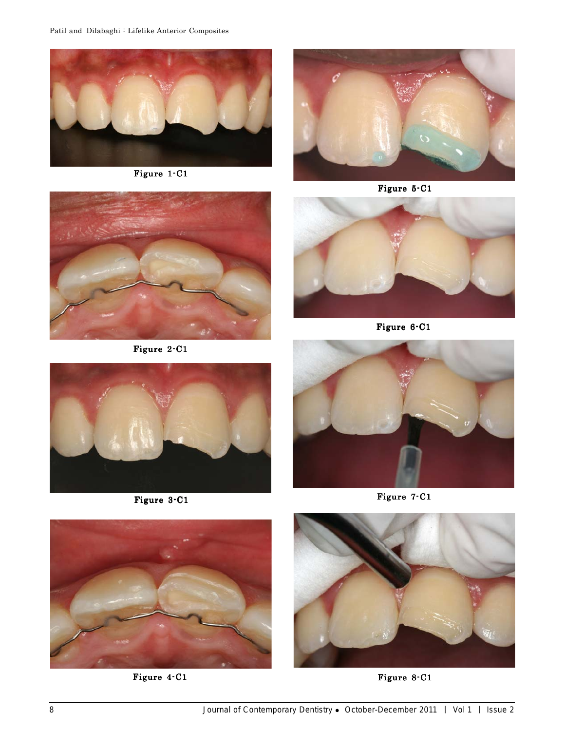Figure 1-C1

Figure 2-C1

Figure 3-C1

Figure 4-C1

Figure 5-C1

Figure 6-C1

Figure 7-C1

Figure 8-C1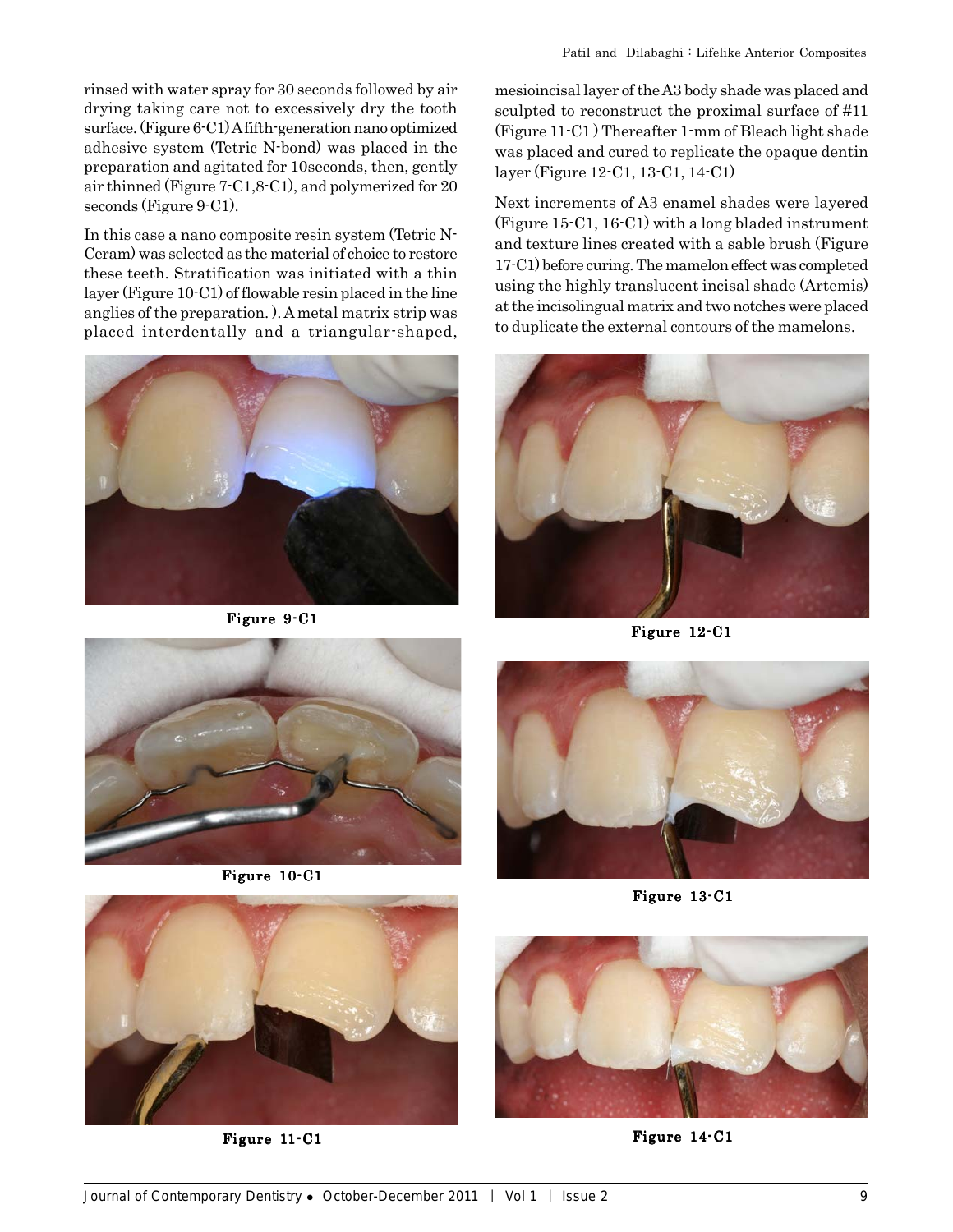rinsed with water spray for 30 seconds followed by air drying taking care not to excessively dry the tooth surface. (Figure 6-C1) A fifth-generation nano optimized adhesive system (Tetric N-bond) was placed in the preparation and agitated for 10seconds, then, gently air thinned (Figure 7-C1,8-C1), and polymerized for 20 seconds (Figure 9-C1).

In this case a nano composite resin system (Tetric N-Ceram) was selected as the material of choice to restore these teeth. Stratification was initiated with a thin layer (Figure 10-C1) of flowable resin placed in the line anglies of the preparation. ). A metal matrix strip was placed interdentally and a triangular-shaped, mesioincisal layer of the A3 body shade was placed and sculpted to reconstruct the proximal surface of #11 (Figure 11-C1 ) Thereafter 1-mm of Bleach light shade was placed and cured to replicate the opaque dentin layer (Figure 12-C1, 13-C1, 14-C1)

Next increments of A3 enamel shades were layered (Figure 15-C1, 16-C1) with a long bladed instrument and texture lines created with a sable brush (Figure 17-C1) before curing. The mamelon effect was completed using the highly translucent incisal shade (Artemis) at the incisolingual matrix and two notches were placed to duplicate the external contours of the mamelons.

**Figure 9-C1**

**Figure 10-C1**

**Figure 11-C1**

**Figure 12-C1**

**Figure 13-C1**

**Figure 14-C1**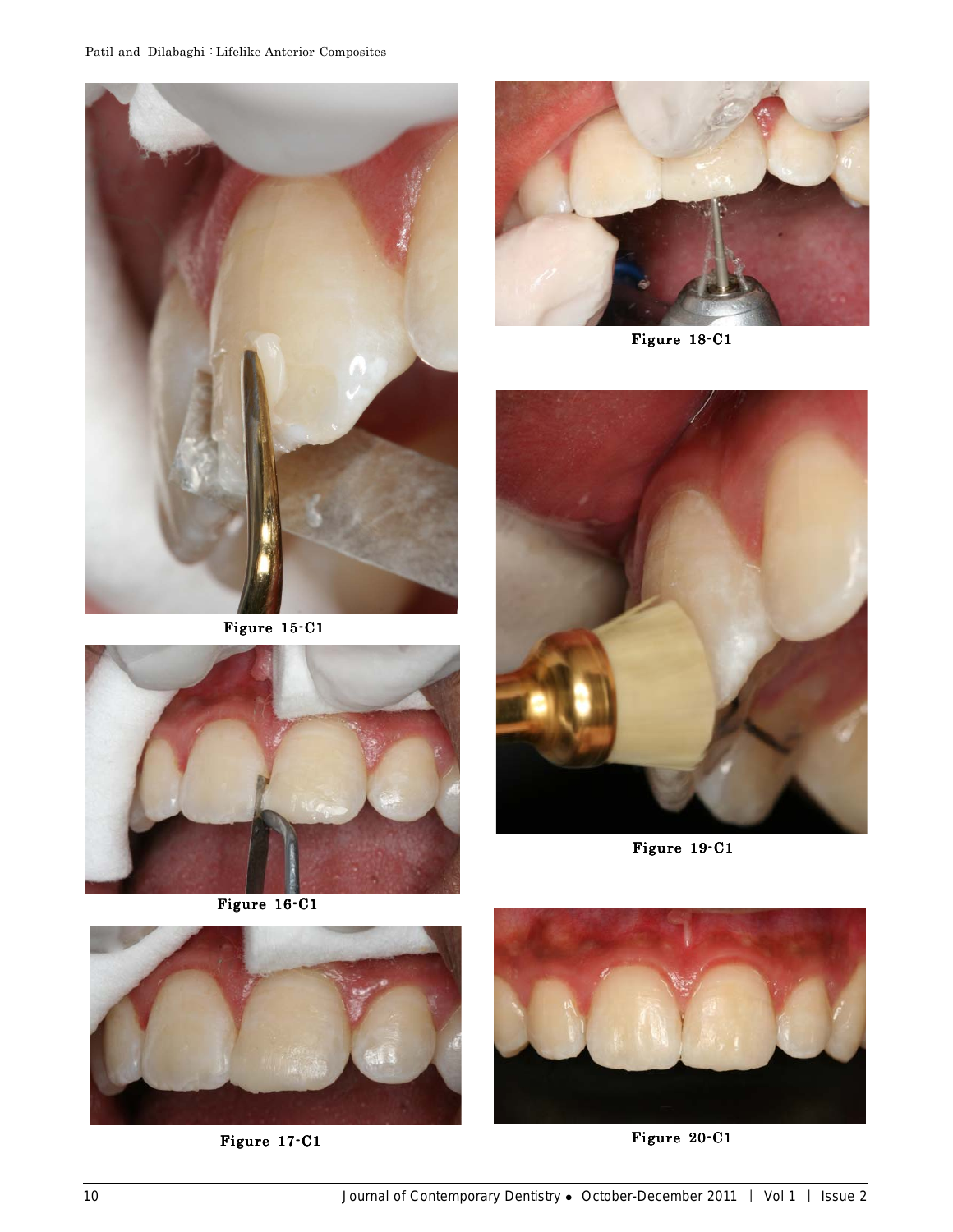Figure 15-C1

Figure 16-C1

Figure 17-C1

Figure 18-C1

Figure 19-C1

Figure 20-C1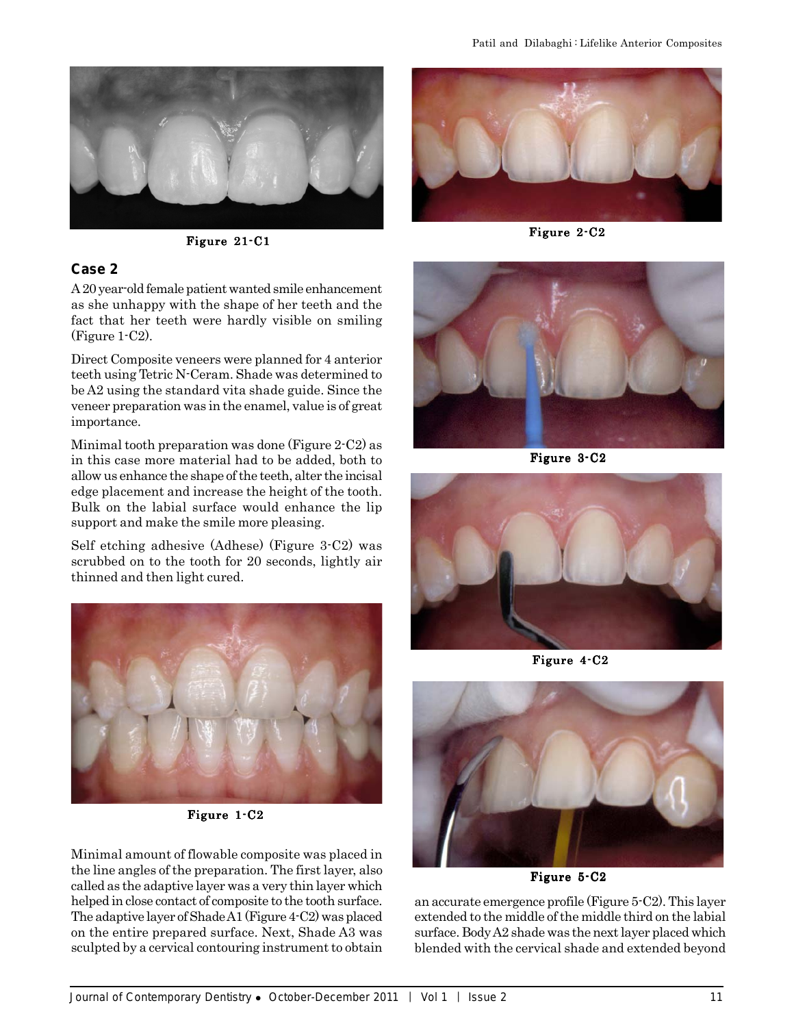Figure 21-C1

Figure 2-C2

## Case 2

A 20 year-old female patient wanted smile enhancement as she unhappy with the shape of her teeth and the fact that her teeth were hardly visible on smiling (Figure 1-C2).

Direct Composite veneers were planned for 4 anterior teeth using Tetric N-Ceram. Shade was determined to be A2 using the standard vita shade guide. Since the veneer preparation was in the enamel, value is of great importance.

Minimal tooth preparation was done (Figure 2-C2) as in this case more material had to be added, both to allow us enhance the shape of the teeth, alter the incisal edge placement and increase the height of the tooth. Bulk on the labial surface would enhance the lip support and make the smile more pleasing.

Self etching adhesive (Adhese) (Figure 3-C2) was scrubbed on to the tooth for 20 seconds, lightly air thinned and then light cured.

Figure 3-C2

Figure 1-C2

Figure 4-C2

Minimal amount of flowable composite was placed in the line angles of the preparation. The first layer, also called as the adaptive layer was a very thin layer which helped in close contact of composite to the tooth surface. The adaptive layer of Shade A1 (Figure 4-C2) was placed on the entire prepared surface. Next, Shade A3 was sculpted by a cervical contouring instrument to obtain an accurate emergence profile (Figure 5-C2). This layer extended to the middle of the middle third on the labial surface. Body A2 shade was the next layer placed which blended with the cervical shade and extended beyond

Figure 5-C2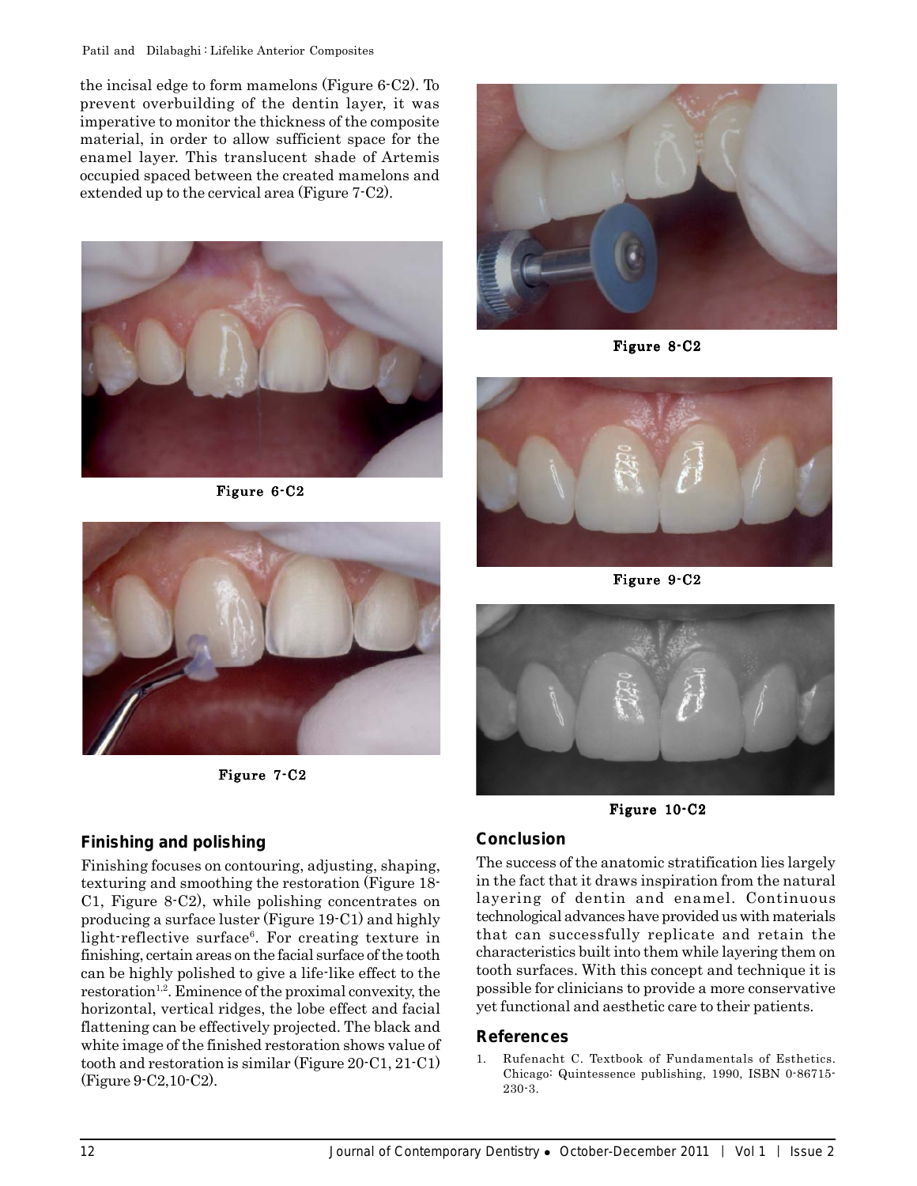the incisal edge to form mamelons (Figure 6-C2). To prevent overbuilding of the dentin layer, it was imperative to monitor the thickness of the composite material, in order to allow sufficient space for the enamel layer. This translucent shade of Artemis occupied spaced between the created mamelons and extended up to the cervical area (Figure 7-C2).

Figure 6-C2

Figure 7-C2

Figure 8-C2

Figure 9-C2

Figure 10-C2

## Finishing and polishing

Finishing focuses on contouring, adjusting, shaping, texturing and smoothing the restoration (Figure 18-C1, Figure 8-C2), while polishing concentrates on producing a surface luster (Figure 19-C1) and highly light-reflective surface[6]. For creating texture in finishing, certain areas on the facial surface of the tooth can be highly polished to give a life-like effect to the restoration[1,2]. Eminence of the proximal convexity, the horizontal, vertical ridges, the lobe effect and facial flattening can be effectively projected. The black and white image of the finished restoration shows value of tooth and restoration is similar (Figure 20-C1, 21-C1) (Figure 9-C2,10-C2).

## Conclusion

The success of the anatomic stratification lies largely in the fact that it draws inspiration from the natural layering of dentin and enamel. Continuous technological advances have provided us with materials that can successfully replicate and retain the characteristics built into them while layering them on tooth surfaces. With this concept and technique it is possible for clinicians to provide a more conservative yet functional and aesthetic care to their patients.

## References

1. Rufenacht C. Textbook of Fundamentals of Esthetics. Chicago: Quintessence publishing, 1990, ISBN 0-86715-230-3.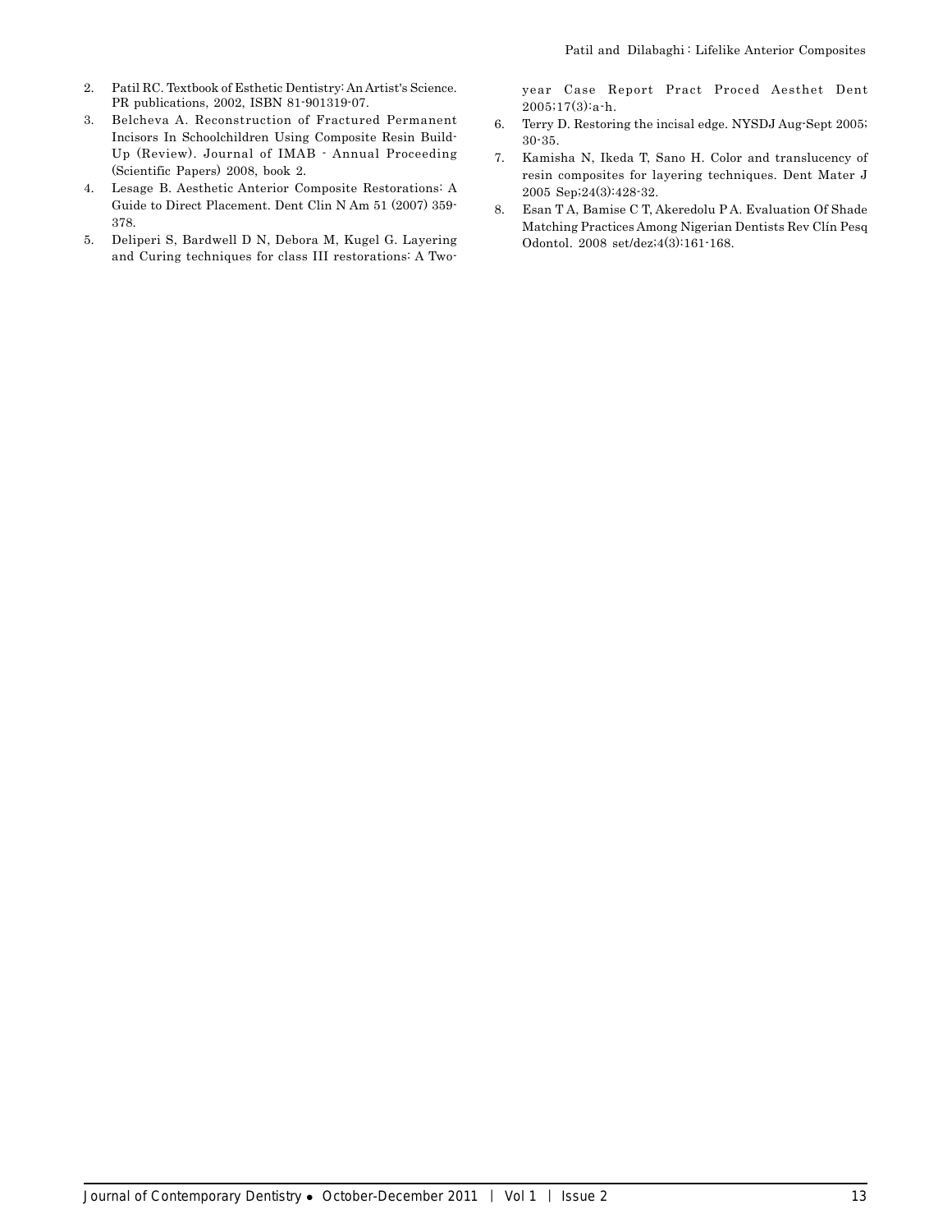2. Patil RC. Textbook of Esthetic Dentistry: An Artist's Science. PR publications, 2002, ISBN 81-901319-07.
3. Belcheva A. Reconstruction of Fractured Permanent Incisors In Schoolchildren Using Composite Resin Build-Up (Review). Journal of IMAB - Annual Proceeding (Scientific Papers) 2008, book 2.
4. Lesage B. Aesthetic Anterior Composite Restorations: A Guide to Direct Placement. Dent Clin N Am 51 (2007) 359-378.
5. Deliperi S, Bardwell D N, Debora M, Kugel G. Layering and Curing techniques for class III restorations: A Two-year Case Report Pract Proced Aesthet Dent 2005;17(3):a-h.
6. Terry D. Restoring the incisal edge. NYSDJ Aug-Sept 2005; 30-35.
7. Kamisha N, Ikeda T, Sano H. Color and translucency of resin composites for layering techniques. Dent Mater J 2005 Sep;24(3):428-32.
8. Esan T A, Bamise C T, Akeredolu P A. Evaluation Of Shade Matching Practices Among Nigerian Dentists Rev Clín Pesq Odontol. 2008 set/dez;4(3):161-168.